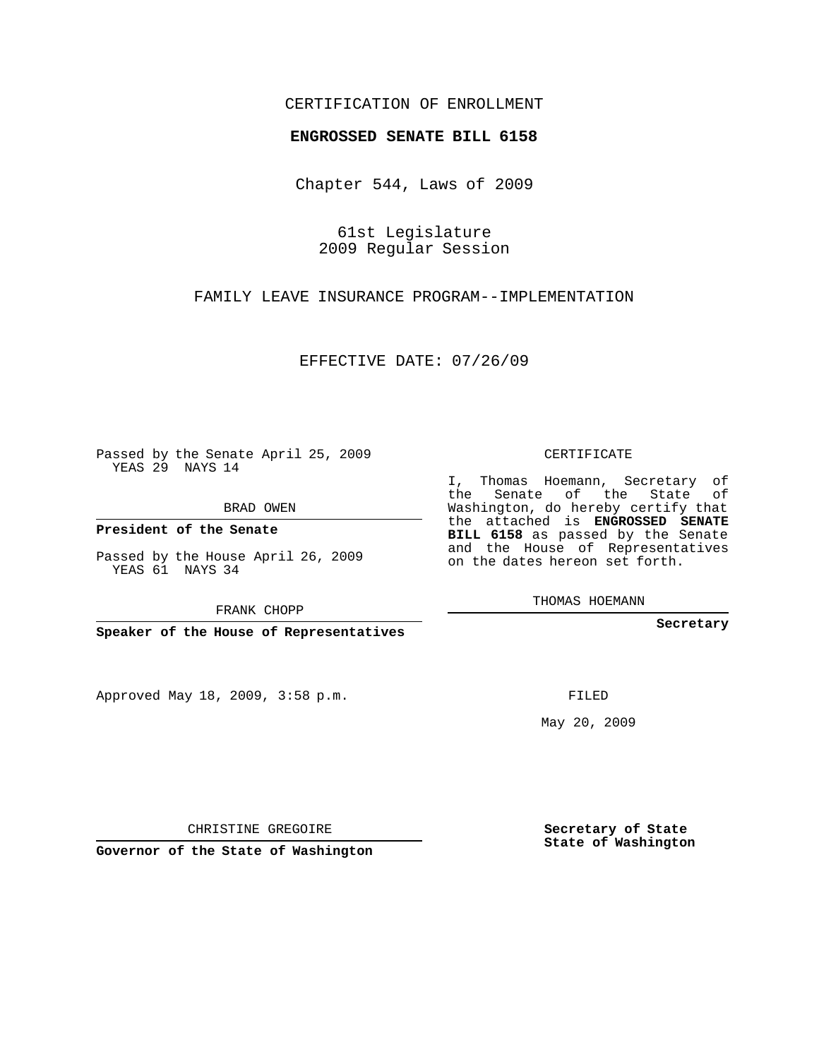CERTIFICATION OF ENROLLMENT

**ENGROSSED SENATE BILL 6158**

Chapter 544, Laws of 2009

61st Legislature
2009 Regular Session

FAMILY LEAVE INSURANCE PROGRAM--IMPLEMENTATION

EFFECTIVE DATE: 07/26/09

Passed by the Senate April 25, 2009
YEAS 29 NAYS 14

BRAD OWEN

**President of the Senate**

Passed by the House April 26, 2009
YEAS 61 NAYS 34

FRANK CHOPP

**Speaker of the House of Representatives**

Approved May 18, 2009, 3:58 p.m.

CHRISTINE GREGOIRE

**Governor of the State of Washington**

CERTIFICATE

I, Thomas Hoemann, Secretary of the Senate of the State of Washington, do hereby certify that the attached is **ENGROSSED SENATE BILL 6158** as passed by the Senate and the House of Representatives on the dates hereon set forth.

THOMAS HOEMANN

**Secretary**

FILED

May 20, 2009

**Secretary of State**
**State of Washington**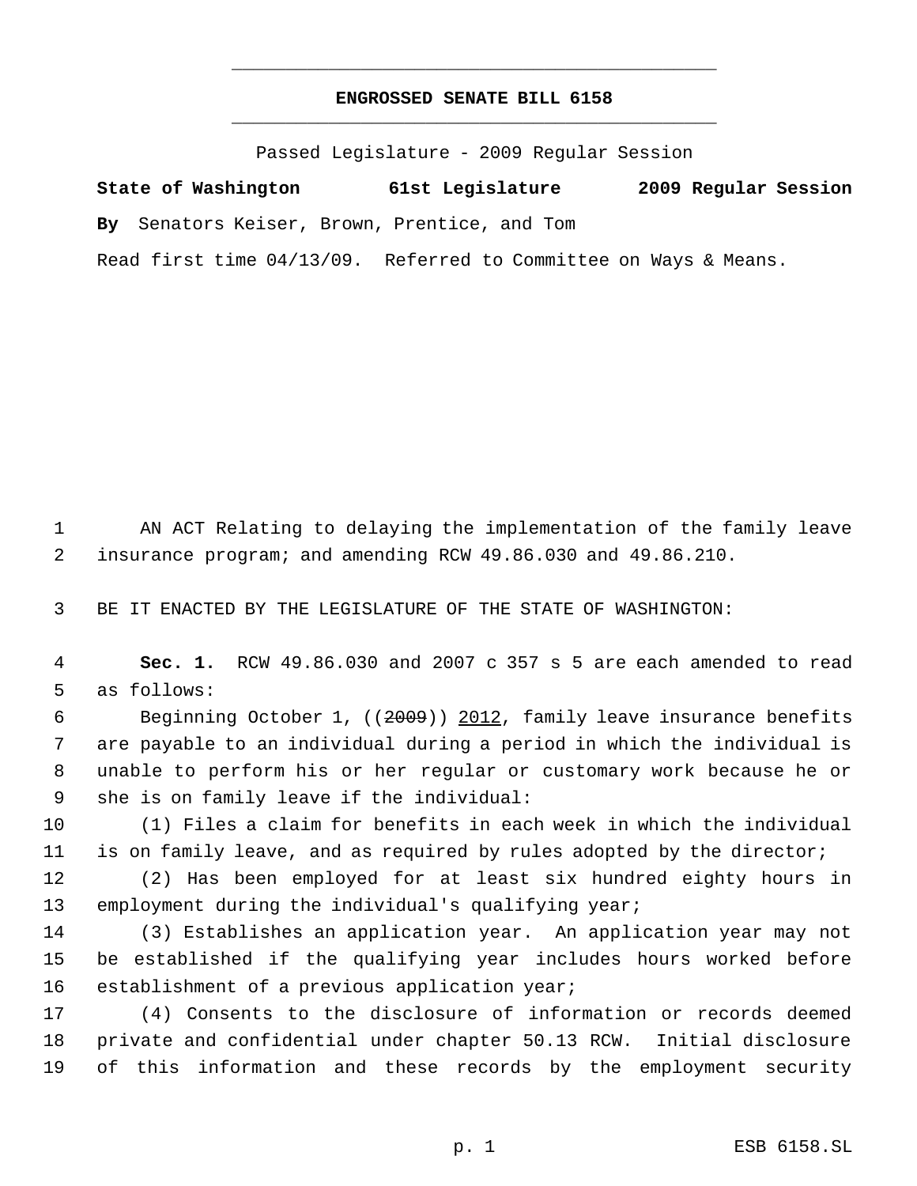___

**ENGROSSED SENATE BILL 6158**

___

Passed Legislature - 2009 Regular Session

**State of Washington 61st Legislature 2009 Regular Session**

**By** Senators Keiser, Brown, Prentice, and Tom

Read first time 04/13/09. Referred to Committee on Ways & Means.

1 AN ACT Relating to delaying the implementation of the family leave
2 insurance program; and amending RCW 49.86.030 and 49.86.210.

3 BE IT ENACTED BY THE LEGISLATURE OF THE STATE OF WASHINGTON:

4 **Sec. 1.** RCW 49.86.030 and 2007 c 357 s 5 are each amended to read
5 as follows:

6 Beginning October 1, ((~~2009~~)) <u>2012</u>, family leave insurance benefits
7 are payable to an individual during a period in which the individual is
8 unable to perform his or her regular or customary work because he or
9 she is on family leave if the individual:

10 (1) Files a claim for benefits in each week in which the individual
11 is on family leave, and as required by rules adopted by the director;

12 (2) Has been employed for at least six hundred eighty hours in
13 employment during the individual's qualifying year;

14 (3) Establishes an application year. An application year may not
15 be established if the qualifying year includes hours worked before
16 establishment of a previous application year;

17 (4) Consents to the disclosure of information or records deemed
18 private and confidential under chapter 50.13 RCW. Initial disclosure
19 of this information and these records by the employment security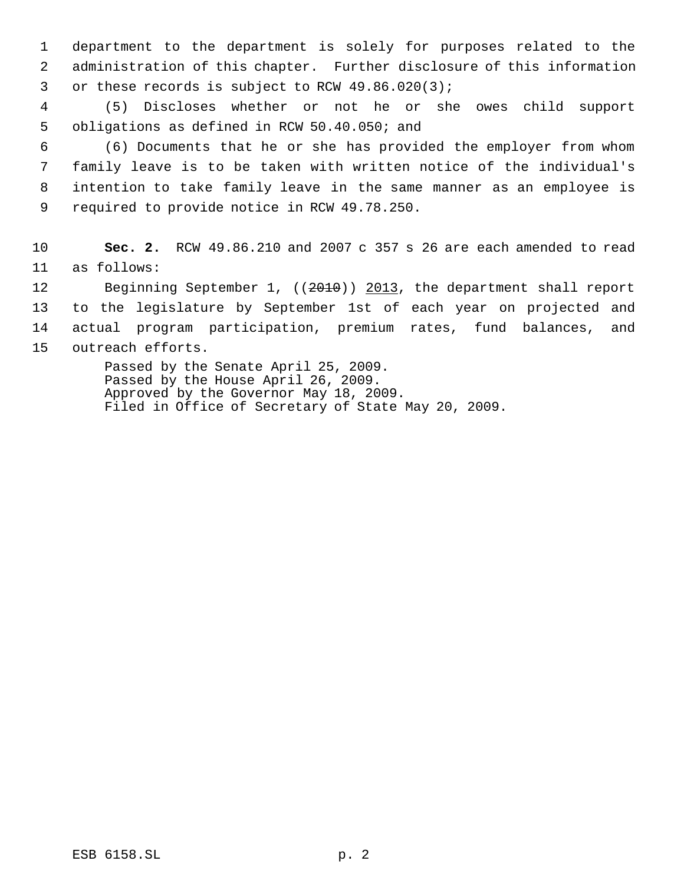department to the department is solely for purposes related to the administration of this chapter. Further disclosure of this information or these records is subject to RCW 49.86.020(3);

(5) Discloses whether or not he or she owes child support obligations as defined in RCW 50.40.050; and

(6) Documents that he or she has provided the employer from whom family leave is to be taken with written notice of the individual's intention to take family leave in the same manner as an employee is required to provide notice in RCW 49.78.250.

**Sec. 2.** RCW 49.86.210 and 2007 c 357 s 26 are each amended to read as follows:

Beginning September 1, ((~~2010~~)) <u>2013</u>, the department shall report to the legislature by September 1st of each year on projected and actual program participation, premium rates, fund balances, and outreach efforts.

Passed by the Senate April 25, 2009.
Passed by the House April 26, 2009.
Approved by the Governor May 18, 2009.
Filed in Office of Secretary of State May 20, 2009.